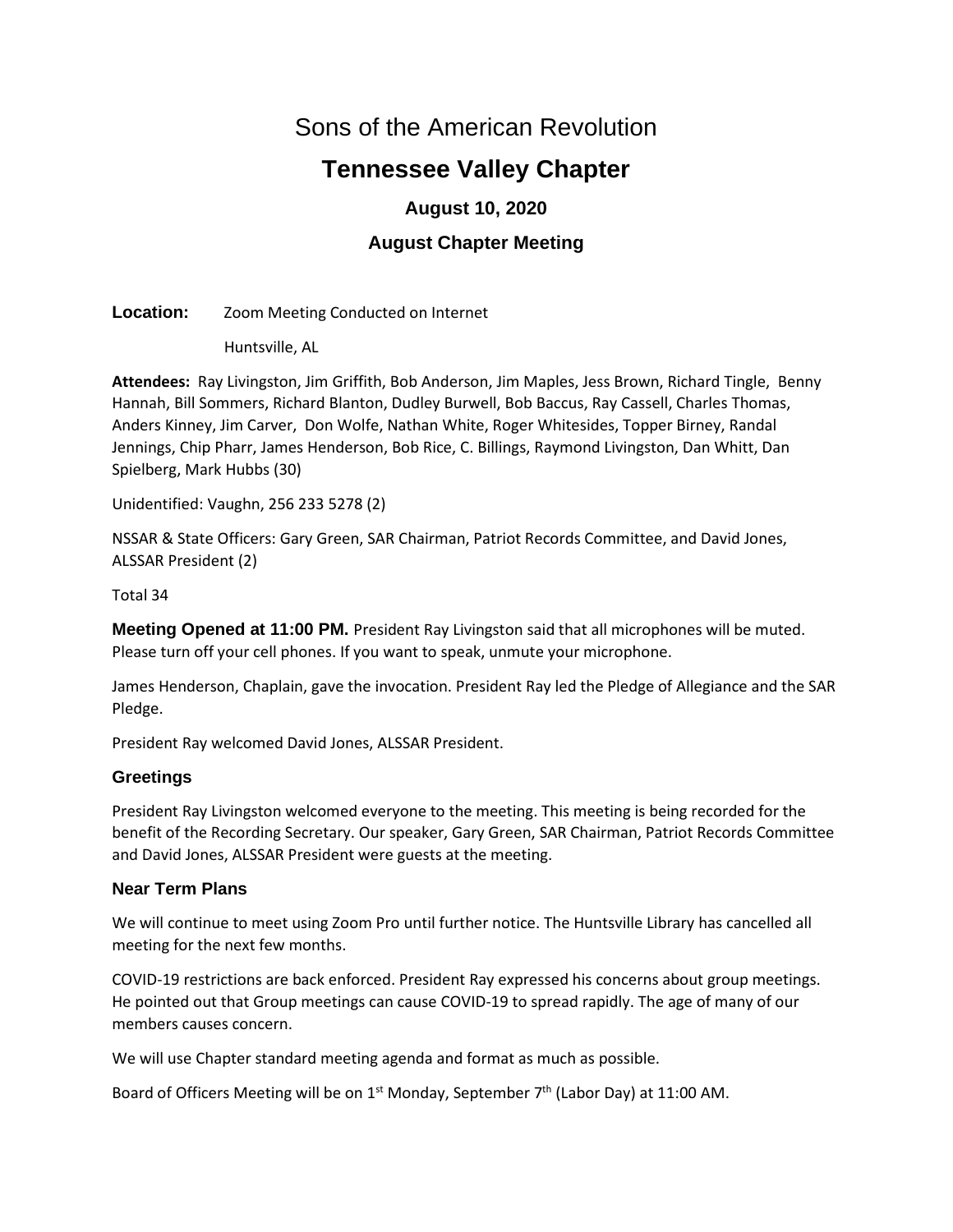# Sons of the American Revolution

## Tennessee Valley Chapter

### August 10, 2020

### August Chapter Meeting

**Location:** Zoom Meeting Conducted on Internet

Huntsville, AL

**Attendees:** Ray Livingston, Jim Griffith, Bob Anderson, Jim Maples, Jess Brown, Richard Tingle, Benny Hannah, Bill Sommers, Richard Blanton, Dudley Burwell, Bob Baccus, Ray Cassell, Charles Thomas, Anders Kinney, Jim Carver, Don Wolfe, Nathan White, Roger Whitesides, Topper Birney, Randal Jennings, Chip Pharr, James Henderson, Bob Rice, C. Billings, Raymond Livingston, Dan Whitt, Dan Spielberg, Mark Hubbs (30)

Unidentified: Vaughn, 256 233 5278 (2)

NSSAR & State Officers: Gary Green, SAR Chairman, Patriot Records Committee, and David Jones, ALSSAR President (2)

Total 34

**Meeting Opened at 11:00 PM.** President Ray Livingston said that all microphones will be muted. Please turn off your cell phones. If you want to speak, unmute your microphone.

James Henderson, Chaplain, gave the invocation. President Ray led the Pledge of Allegiance and the SAR Pledge.

President Ray welcomed David Jones, ALSSAR President.

#### Greetings

President Ray Livingston welcomed everyone to the meeting. This meeting is being recorded for the benefit of the Recording Secretary. Our speaker, Gary Green, SAR Chairman, Patriot Records Committee and David Jones, ALSSAR President were guests at the meeting.

#### Near Term Plans

We will continue to meet using Zoom Pro until further notice. The Huntsville Library has cancelled all meeting for the next few months.

COVID-19 restrictions are back enforced. President Ray expressed his concerns about group meetings. He pointed out that Group meetings can cause COVID-19 to spread rapidly. The age of many of our members causes concern.

We will use Chapter standard meeting agenda and format as much as possible.

Board of Officers Meeting will be on 1st Monday, September 7th (Labor Day) at 11:00 AM.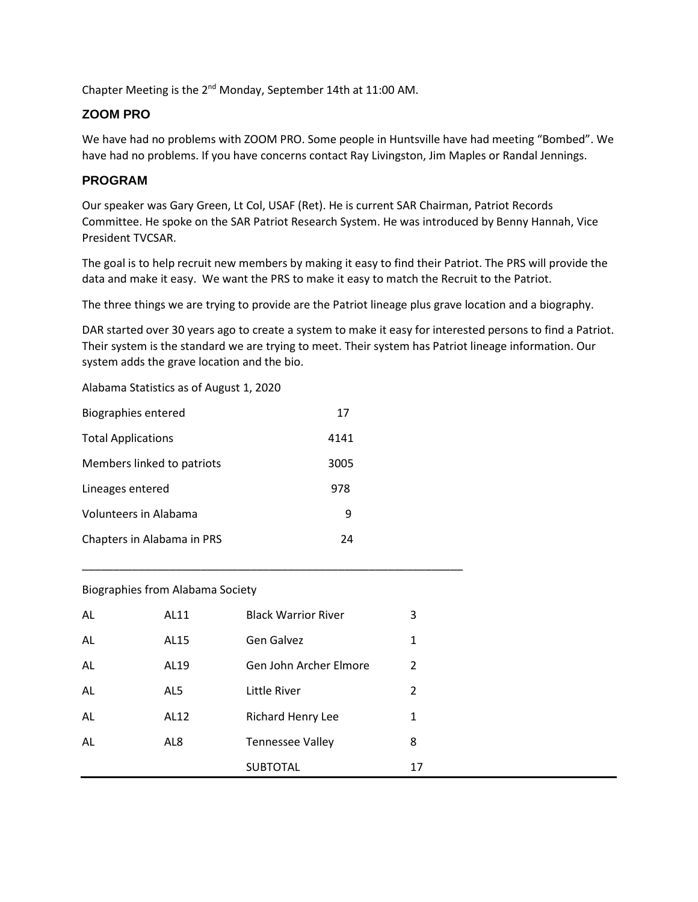Chapter Meeting is the 2nd Monday, September 14th at 11:00 AM.

## ZOOM PRO

We have had no problems with ZOOM PRO. Some people in Huntsville have had meeting "Bombed". We have had no problems. If you have concerns contact Ray Livingston, Jim Maples or Randal Jennings.

## PROGRAM

Our speaker was Gary Green, Lt Col, USAF (Ret). He is current SAR Chairman, Patriot Records Committee. He spoke on the SAR Patriot Research System. He was introduced by Benny Hannah, Vice President TVCSAR.

The goal is to help recruit new members by making it easy to find their Patriot. The PRS will provide the data and make it easy. We want the PRS to make it easy to match the Recruit to the Patriot.

The three things we are trying to provide are the Patriot lineage plus grave location and a biography.

DAR started over 30 years ago to create a system to make it easy for interested persons to find a Patriot. Their system is the standard we are trying to meet. Their system has Patriot lineage information. Our system adds the grave location and the bio.

Alabama Statistics as of August 1, 2020

| | |
|---|---|
| Biographies entered | 17 |
| Total Applications | 4141 |
| Members linked to patriots | 3005 |
| Lineages entered | 978 |
| Volunteers in Alabama | 9 |
| Chapters in Alabama in PRS | 24 |

---

Biographies from Alabama Society

| | | | |
|---|---|---|---|
| AL | AL11 | Black Warrior River | 3 |
| AL | AL15 | Gen Galvez | 1 |
| AL | AL19 | Gen John Archer Elmore | 2 |
| AL | AL5 | Little River | 2 |
| AL | AL12 | Richard Henry Lee | 1 |
| AL | AL8 | Tennessee Valley | 8 |
| | | SUBTOTAL | 17 |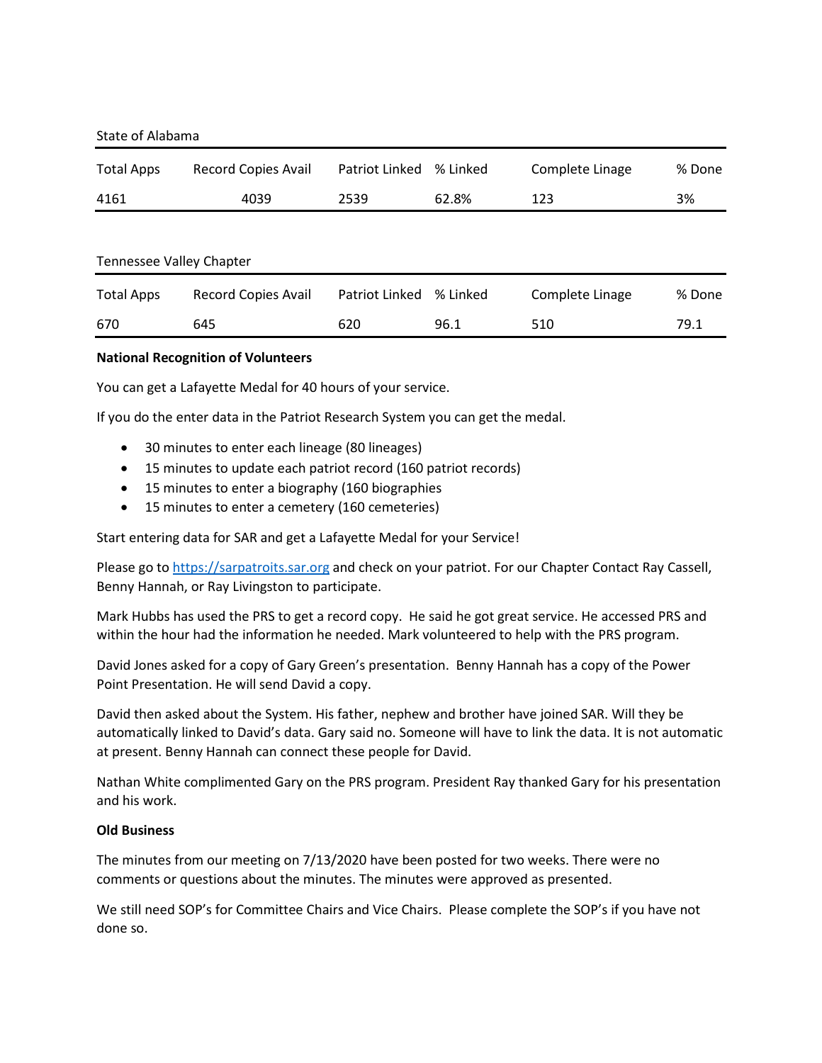State of Alabama

| Total Apps | Record Copies Avail | Patriot Linked | % Linked | Complete Linage | % Done |
|---|---|---|---|---|---|
| 4161 | 4039 | 2539 | 62.8% | 123 | 3% |

Tennessee Valley Chapter

| Total Apps | Record Copies Avail | Patriot Linked | % Linked | Complete Linage | % Done |
|---|---|---|---|---|---|
| 670 | 645 | 620 | 96.1 | 510 | 79.1 |

**National Recognition of Volunteers**

You can get a Lafayette Medal for 40 hours of your service.

If you do the enter data in the Patriot Research System you can get the medal.

- 30 minutes to enter each lineage (80 lineages)
- 15 minutes to update each patriot record (160 patriot records)
- 15 minutes to enter a biography (160 biographies
- 15 minutes to enter a cemetery (160 cemeteries)

Start entering data for SAR and get a Lafayette Medal for your Service!

Please go to https://sarpatroits.sar.org and check on your patriot. For our Chapter Contact Ray Cassell, Benny Hannah, or Ray Livingston to participate.

Mark Hubbs has used the PRS to get a record copy. He said he got great service. He accessed PRS and within the hour had the information he needed. Mark volunteered to help with the PRS program.

David Jones asked for a copy of Gary Green's presentation. Benny Hannah has a copy of the Power Point Presentation. He will send David a copy.

David then asked about the System. His father, nephew and brother have joined SAR. Will they be automatically linked to David's data. Gary said no. Someone will have to link the data. It is not automatic at present. Benny Hannah can connect these people for David.

Nathan White complimented Gary on the PRS program. President Ray thanked Gary for his presentation and his work.

**Old Business**

The minutes from our meeting on 7/13/2020 have been posted for two weeks. There were no comments or questions about the minutes. The minutes were approved as presented.

We still need SOP's for Committee Chairs and Vice Chairs. Please complete the SOP's if you have not done so.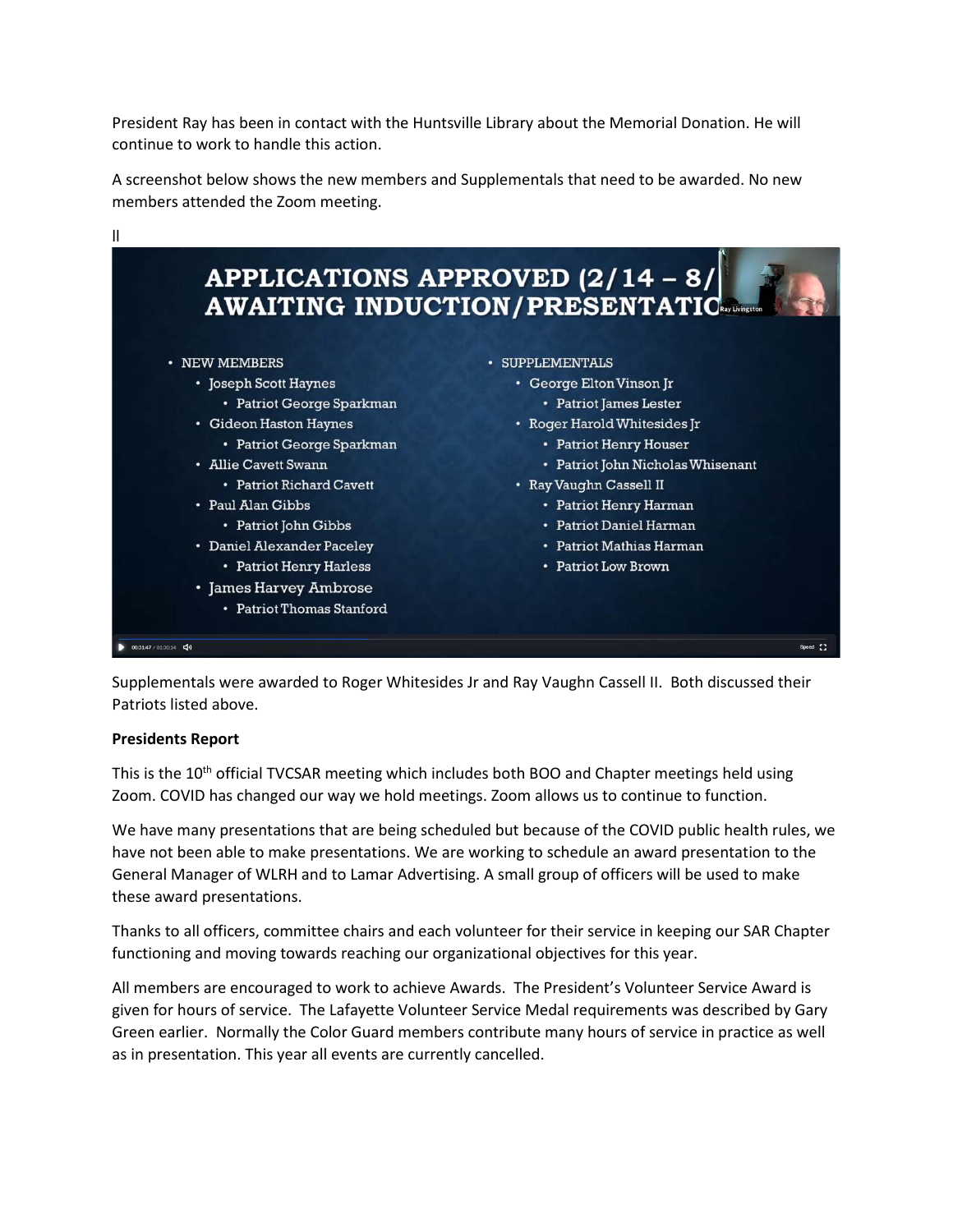President Ray has been in contact with the Huntsville Library about the Memorial Donation. He will continue to work to handle this action.

A screenshot below shows the new members and Supplementals that need to be awarded. No new members attended the Zoom meeting.

ll

**APPLICATIONS APPROVED (2/14 – 8/**
**AWAITING INDUCTION/PRESENTATIO**

- NEW MEMBERS
  - Joseph Scott Haynes
    - Patriot George Sparkman
  - Gideon Haston Haynes
    - Patriot George Sparkman
  - Allie Cavett Swann
    - Patriot Richard Cavett
  - Paul Alan Gibbs
    - Patriot John Gibbs
  - Daniel Alexander Paceley
    - Patriot Henry Harless
  - James Harvey Ambrose
    - Patriot Thomas Stanford
- SUPPLEMENTALS
  - George Elton Vinson Jr
    - Patriot James Lester
  - Roger Harold Whitesides Jr
    - Patriot Henry Houser
    - Patriot John Nicholas Whisenant
  - Ray Vaughn Cassell II
    - Patriot Henry Harman
    - Patriot Daniel Harman
    - Patriot Mathias Harman
    - Patriot Low Brown

Supplementals were awarded to Roger Whitesides Jr and Ray Vaughn Cassell II. Both discussed their Patriots listed above.

**Presidents Report**

This is the 10th official TVCSAR meeting which includes both BOO and Chapter meetings held using Zoom. COVID has changed our way we hold meetings. Zoom allows us to continue to function.

We have many presentations that are being scheduled but because of the COVID public health rules, we have not been able to make presentations. We are working to schedule an award presentation to the General Manager of WLRH and to Lamar Advertising. A small group of officers will be used to make these award presentations.

Thanks to all officers, committee chairs and each volunteer for their service in keeping our SAR Chapter functioning and moving towards reaching our organizational objectives for this year.

All members are encouraged to work to achieve Awards. The President's Volunteer Service Award is given for hours of service. The Lafayette Volunteer Service Medal requirements was described by Gary Green earlier. Normally the Color Guard members contribute many hours of service in practice as well as in presentation. This year all events are currently cancelled.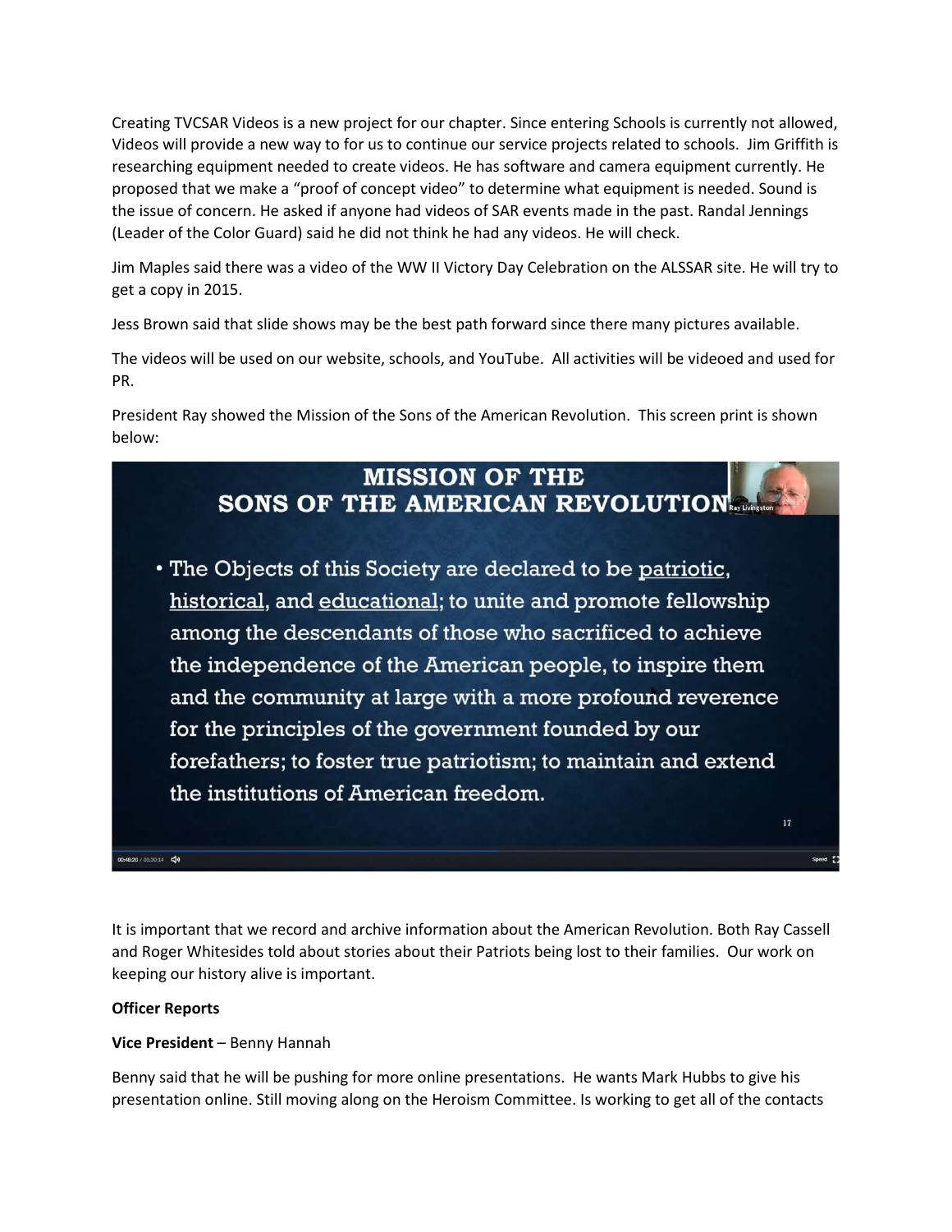Creating TVCSAR Videos is a new project for our chapter. Since entering Schools is currently not allowed, Videos will provide a new way to for us to continue our service projects related to schools. Jim Griffith is researching equipment needed to create videos. He has software and camera equipment currently. He proposed that we make a "proof of concept video" to determine what equipment is needed. Sound is the issue of concern. He asked if anyone had videos of SAR events made in the past. Randal Jennings (Leader of the Color Guard) said he did not think he had any videos. He will check.

Jim Maples said there was a video of the WW II Victory Day Celebration on the ALSSAR site. He will try to get a copy in 2015.

Jess Brown said that slide shows may be the best path forward since there many pictures available.

The videos will be used on our website, schools, and YouTube. All activities will be videoed and used for PR.

President Ray showed the Mission of the Sons of the American Revolution. This screen print is shown below:

**MISSION OF THE SONS OF THE AMERICAN REVOLUTION**

- The Objects of this Society are declared to be patriotic, historical, and educational; to unite and promote fellowship among the descendants of those who sacrificed to achieve the independence of the American people, to inspire them and the community at large with a more profound reverence for the principles of the government founded by our forefathers; to foster true patriotism; to maintain and extend the institutions of American freedom.

It is important that we record and archive information about the American Revolution. Both Ray Cassell and Roger Whitesides told about stories about their Patriots being lost to their families. Our work on keeping our history alive is important.

**Officer Reports**

**Vice President** – Benny Hannah

Benny said that he will be pushing for more online presentations. He wants Mark Hubbs to give his presentation online. Still moving along on the Heroism Committee. Is working to get all of the contacts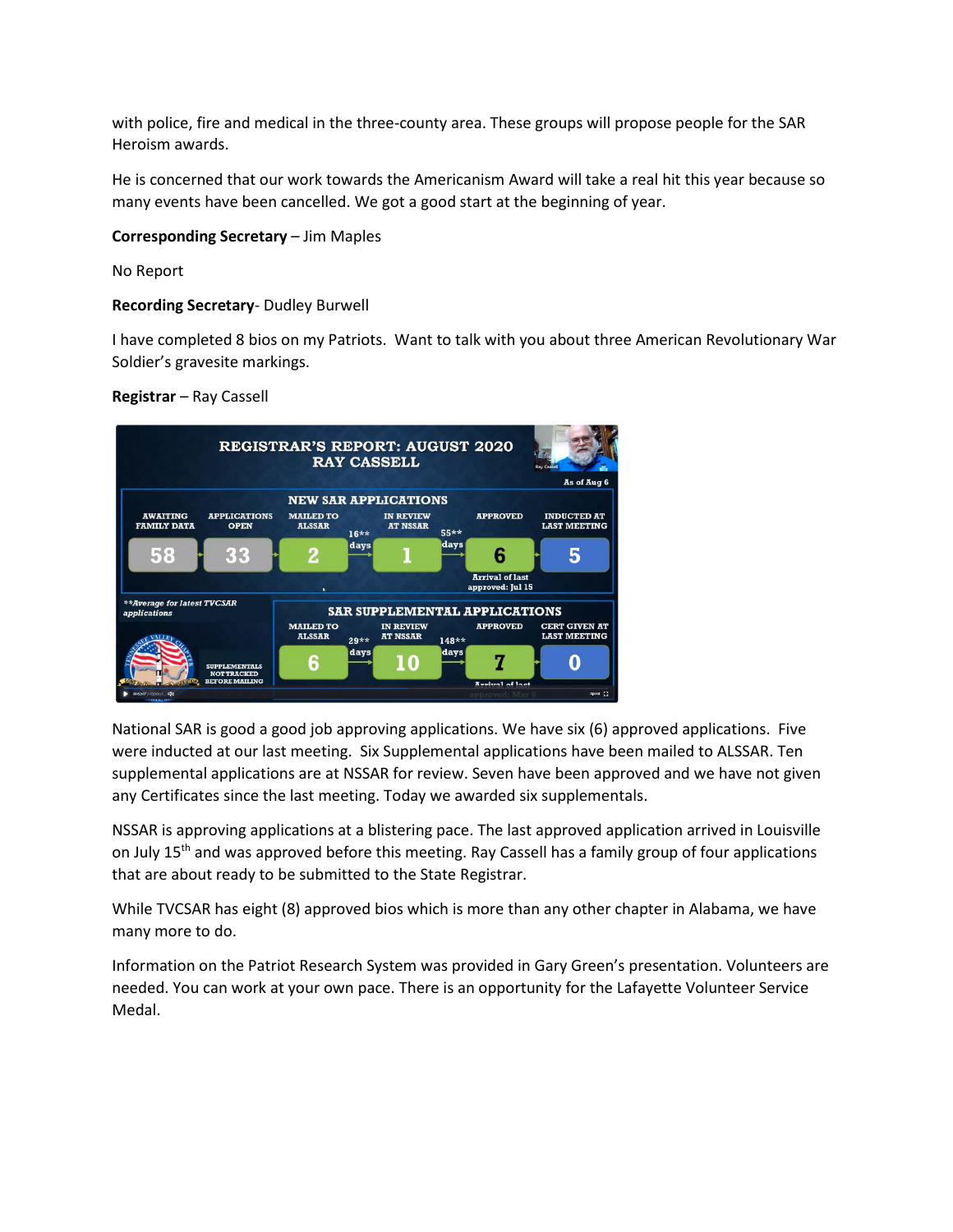with police, fire and medical in the three-county area. These groups will propose people for the SAR Heroism awards.

He is concerned that our work towards the Americanism Award will take a real hit this year because so many events have been cancelled. We got a good start at the beginning of year.

**Corresponding Secretary** – Jim Maples

No Report

**Recording Secretary**- Dudley Burwell

I have completed 8 bios on my Patriots. Want to talk with you about three American Revolutionary War Soldier's gravesite markings.

**Registrar** – Ray Cassell

**REGISTRAR'S REPORT: AUGUST 2020**
**RAY CASSELL**

As of Aug 6

**NEW SAR APPLICATIONS**

| AWAITING FAMILY DATA | APPLICATIONS OPEN | MAILED TO ALSSAR | | IN REVIEW AT NSSAR | | APPROVED | INDUCTED AT LAST MEETING |
|---|---|---|---|---|---|---|---|
| 58 | 33 | 2 | 16** days | 1 | 55** days | 6 | 5 |
| | | | | | | Arrival of last approved: Jul 15 | |

**Average for latest TVCSAR applications

**SAR SUPPLEMENTAL APPLICATIONS**

SUPPLEMENTALS NOT TRACKED BEFORE MAILING

| MAILED TO ALSSAR | | IN REVIEW AT NSSAR | | APPROVED | CERT GIVEN AT LAST MEETING |
|---|---|---|---|---|---|
| 6 | 29** days | 10 | 148** days | 7 | 0 |
| | | | | Arrival of last approved: Mar 9 | |

National SAR is good a good job approving applications. We have six (6) approved applications. Five were inducted at our last meeting. Six Supplemental applications have been mailed to ALSSAR. Ten supplemental applications are at NSSAR for review. Seven have been approved and we have not given any Certificates since the last meeting. Today we awarded six supplementals.

NSSAR is approving applications at a blistering pace. The last approved application arrived in Louisville on July 15th and was approved before this meeting. Ray Cassell has a family group of four applications that are about ready to be submitted to the State Registrar.

While TVCSAR has eight (8) approved bios which is more than any other chapter in Alabama, we have many more to do.

Information on the Patriot Research System was provided in Gary Green's presentation. Volunteers are needed. You can work at your own pace. There is an opportunity for the Lafayette Volunteer Service Medal.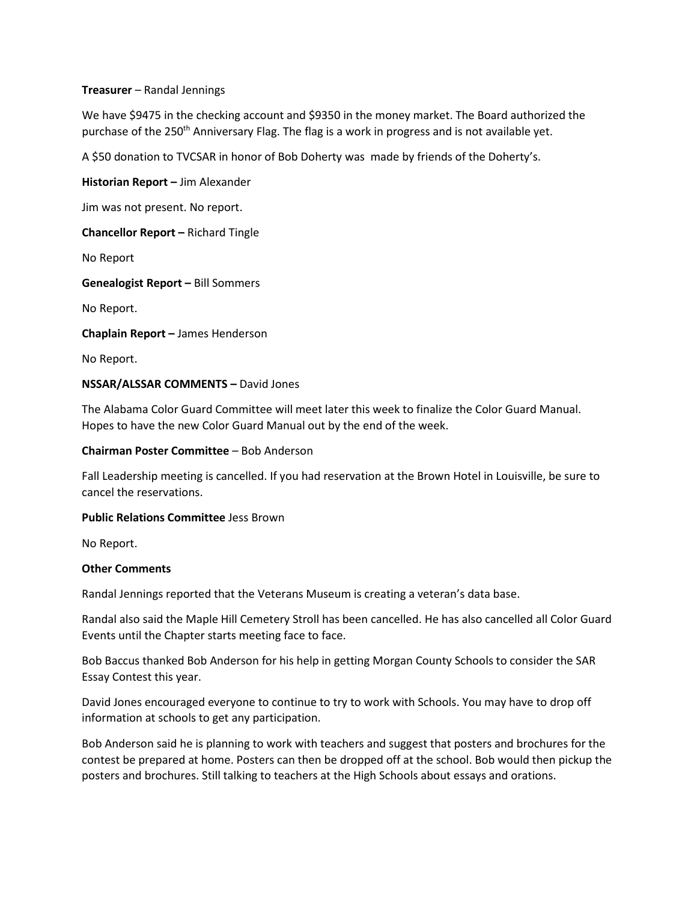**Treasurer** – Randal Jennings

We have $9475 in the checking account and $9350 in the money market. The Board authorized the purchase of the 250th Anniversary Flag. The flag is a work in progress and is not available yet.

A $50 donation to TVCSAR in honor of Bob Doherty was made by friends of the Doherty's.

**Historian Report –** Jim Alexander

Jim was not present. No report.

**Chancellor Report –** Richard Tingle

No Report

**Genealogist Report –** Bill Sommers

No Report.

**Chaplain Report –** James Henderson

No Report.

**NSSAR/ALSSAR COMMENTS –** David Jones

The Alabama Color Guard Committee will meet later this week to finalize the Color Guard Manual. Hopes to have the new Color Guard Manual out by the end of the week.

**Chairman Poster Committee** – Bob Anderson

Fall Leadership meeting is cancelled. If you had reservation at the Brown Hotel in Louisville, be sure to cancel the reservations.

**Public Relations Committee** Jess Brown

No Report.

**Other Comments**

Randal Jennings reported that the Veterans Museum is creating a veteran's data base.

Randal also said the Maple Hill Cemetery Stroll has been cancelled. He has also cancelled all Color Guard Events until the Chapter starts meeting face to face.

Bob Baccus thanked Bob Anderson for his help in getting Morgan County Schools to consider the SAR Essay Contest this year.

David Jones encouraged everyone to continue to try to work with Schools. You may have to drop off information at schools to get any participation.

Bob Anderson said he is planning to work with teachers and suggest that posters and brochures for the contest be prepared at home. Posters can then be dropped off at the school. Bob would then pickup the posters and brochures. Still talking to teachers at the High Schools about essays and orations.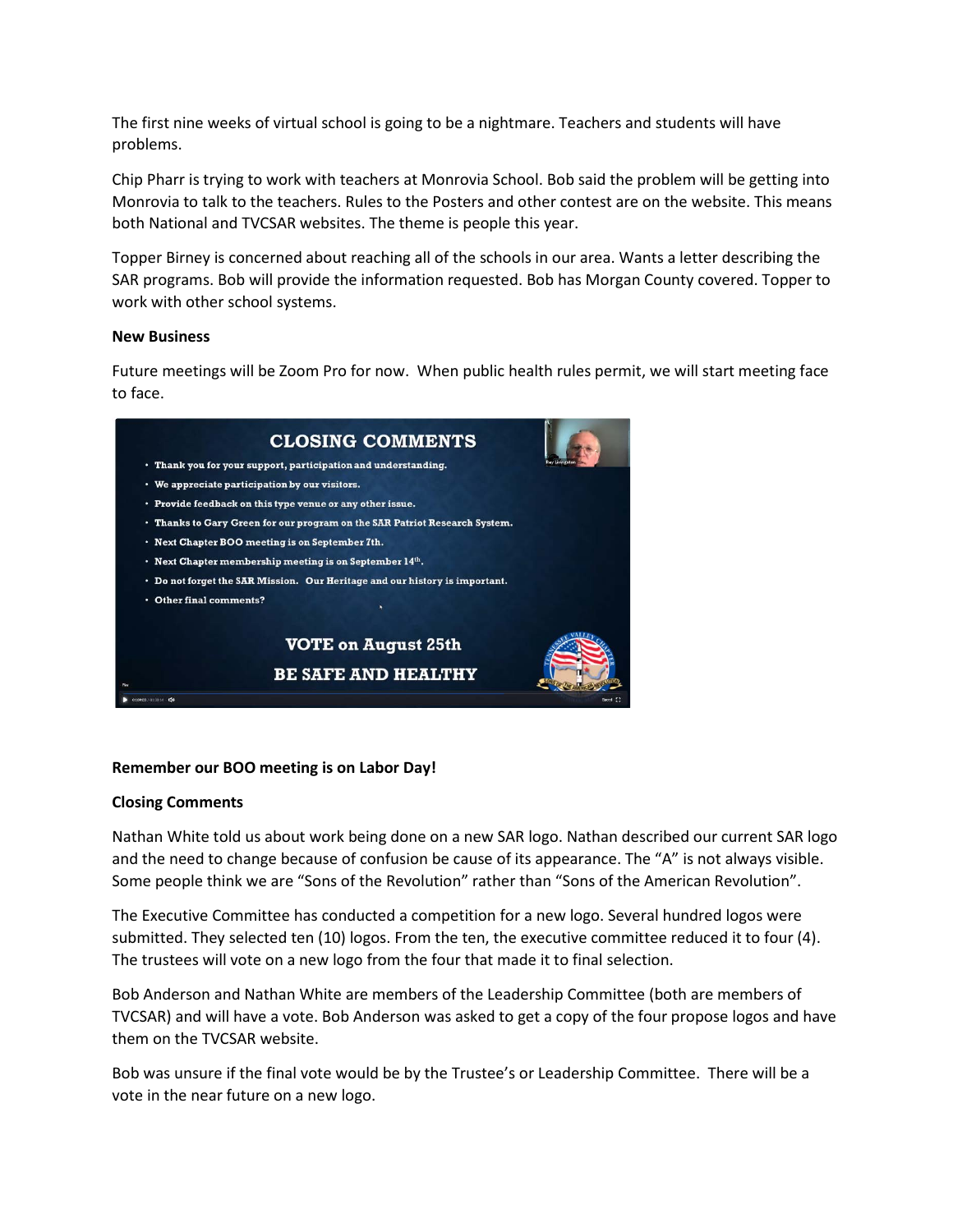The first nine weeks of virtual school is going to be a nightmare. Teachers and students will have problems.

Chip Pharr is trying to work with teachers at Monrovia School. Bob said the problem will be getting into Monrovia to talk to the teachers. Rules to the Posters and other contest are on the website. This means both National and TVCSAR websites. The theme is people this year.

Topper Birney is concerned about reaching all of the schools in our area. Wants a letter describing the SAR programs. Bob will provide the information requested. Bob has Morgan County covered. Topper to work with other school systems.

**New Business**

Future meetings will be Zoom Pro for now. When public health rules permit, we will start meeting face to face.

**CLOSING COMMENTS**

- Thank you for your support, participation and understanding.
- We appreciate participation by our visitors.
- Provide feedback on this type venue or any other issue.
- Thanks to Gary Green for our program on the SAR Patriot Research System.
- Next Chapter BOO meeting is on September 7th.
- Next Chapter membership meeting is on September 14th.
- Do not forget the SAR Mission. Our Heritage and our history is important.
- Other final comments?

**VOTE on August 25th**

**BE SAFE AND HEALTHY**

**Remember our BOO meeting is on Labor Day!**

**Closing Comments**

Nathan White told us about work being done on a new SAR logo. Nathan described our current SAR logo and the need to change because of confusion be cause of its appearance. The "A" is not always visible. Some people think we are "Sons of the Revolution" rather than "Sons of the American Revolution".

The Executive Committee has conducted a competition for a new logo. Several hundred logos were submitted. They selected ten (10) logos. From the ten, the executive committee reduced it to four (4). The trustees will vote on a new logo from the four that made it to final selection.

Bob Anderson and Nathan White are members of the Leadership Committee (both are members of TVCSAR) and will have a vote. Bob Anderson was asked to get a copy of the four propose logos and have them on the TVCSAR website.

Bob was unsure if the final vote would be by the Trustee's or Leadership Committee. There will be a vote in the near future on a new logo.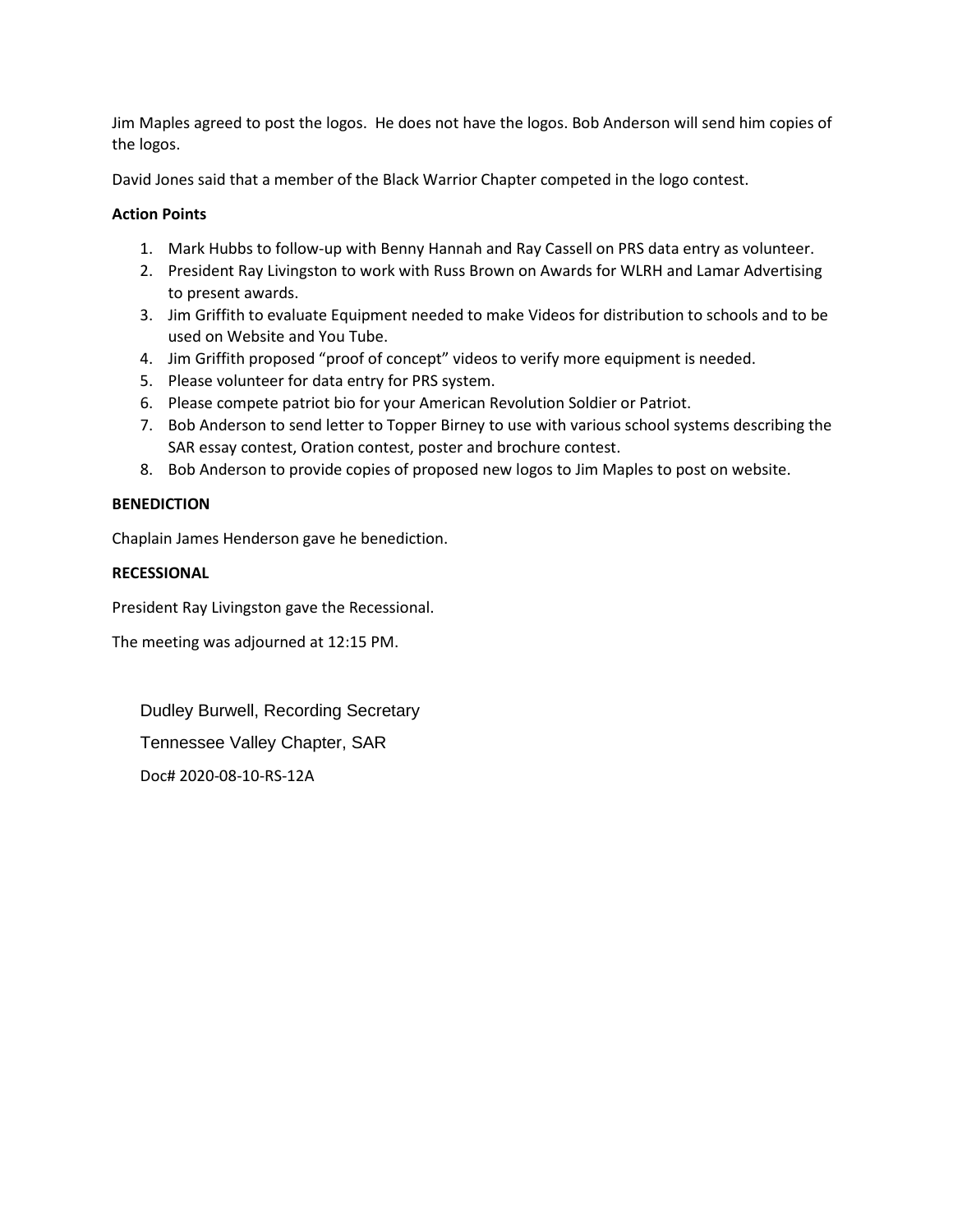Jim Maples agreed to post the logos. He does not have the logos. Bob Anderson will send him copies of the logos.

David Jones said that a member of the Black Warrior Chapter competed in the logo contest.

**Action Points**

1. Mark Hubbs to follow-up with Benny Hannah and Ray Cassell on PRS data entry as volunteer.
2. President Ray Livingston to work with Russ Brown on Awards for WLRH and Lamar Advertising to present awards.
3. Jim Griffith to evaluate Equipment needed to make Videos for distribution to schools and to be used on Website and You Tube.
4. Jim Griffith proposed “proof of concept” videos to verify more equipment is needed.
5. Please volunteer for data entry for PRS system.
6. Please compete patriot bio for your American Revolution Soldier or Patriot.
7. Bob Anderson to send letter to Topper Birney to use with various school systems describing the SAR essay contest, Oration contest, poster and brochure contest.
8. Bob Anderson to provide copies of proposed new logos to Jim Maples to post on website.

**BENEDICTION**

Chaplain James Henderson gave he benediction.

**RECESSIONAL**

President Ray Livingston gave the Recessional.

The meeting was adjourned at 12:15 PM.

Dudley Burwell, Recording Secretary

Tennessee Valley Chapter, SAR

Doc# 2020-08-10-RS-12A